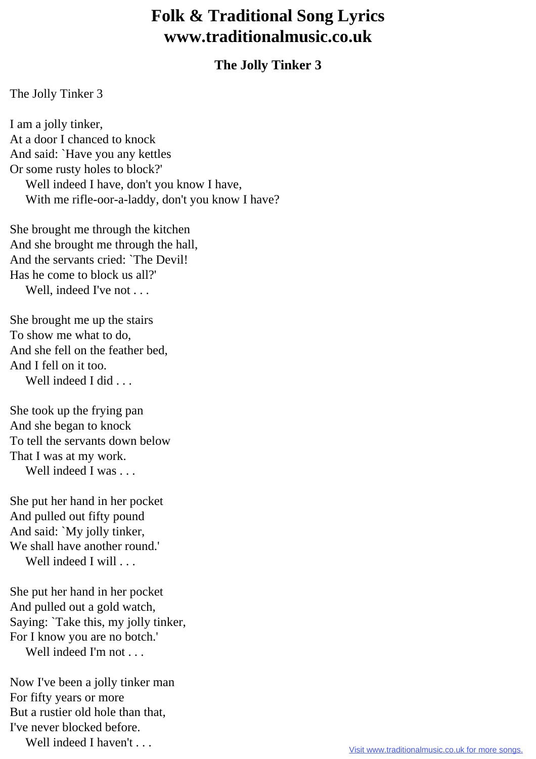# Folk & Traditional Song Lyrics
# www.traditionalmusic.co.uk

### The Jolly Tinker 3

The Jolly Tinker 3

I am a jolly tinker,
At a door I chanced to knock
And said: `Have you any kettles
Or some rusty holes to block?'
    Well indeed I have, don't you know I have,
    With me rifle-oor-a-laddy, don't you know I have?

She brought me through the kitchen
And she brought me through the hall,
And the servants cried: `The Devil!
Has he come to block us all?'
    Well, indeed I've not . . .

She brought me up the stairs
To show me what to do,
And she fell on the feather bed,
And I fell on it too.
    Well indeed I did . . .

She took up the frying pan
And she began to knock
To tell the servants down below
That I was at my work.
    Well indeed I was . . .

She put her hand in her pocket
And pulled out fifty pound
And said: `My jolly tinker,
We shall have another round.'
    Well indeed I will . . .

She put her hand in her pocket
And pulled out a gold watch,
Saying: `Take this, my jolly tinker,
For I know you are no botch.'
    Well indeed I'm not . . .

Now I've been a jolly tinker man
For fifty years or more
But a rustier old hole than that,
I've never blocked before.
    Well indeed I haven't . . .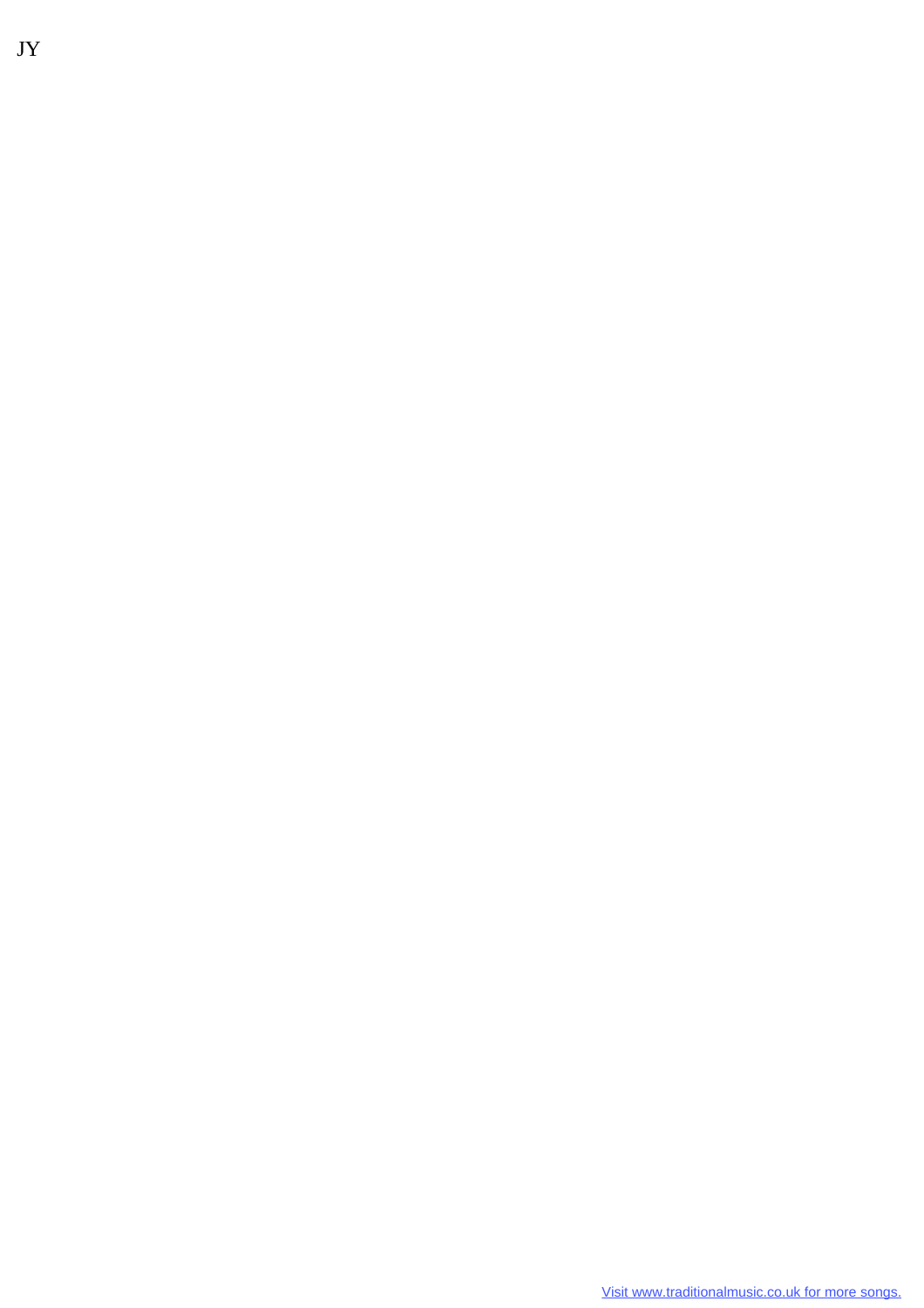JY